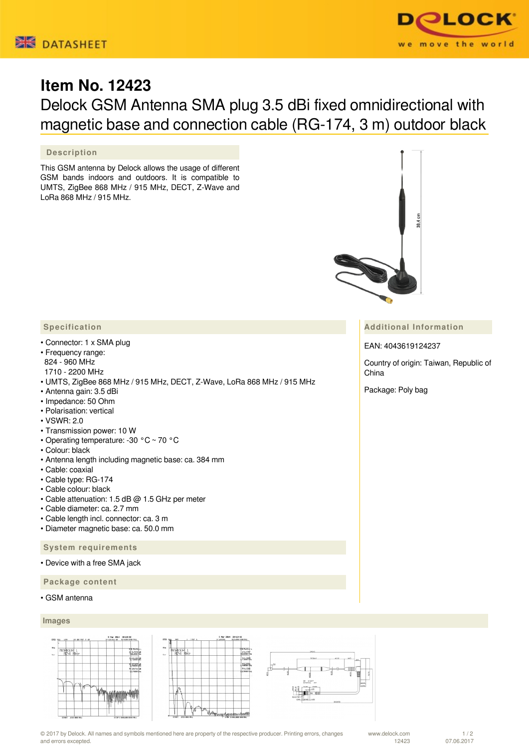# Item No. 12423

## Delock GSM Antenna SMA plug 3.5 dBi fixed omnidirectional with magnetic base and connection cable (RG-174, 3 m) outdoor black

### Description

This GSM antenna by Delock allows the usage of different GSM bands indoors and outdoors. It is compatible to UMTS, ZigBee 868 MHz / 915 MHz, DECT, Z-Wave and LoRa 868 MHz / 915 MHz.

### Specification

- Connector: 1 x SMA plug
- Frequency range:
  824 - 960 MHz
  1710 - 2200 MHz
- UMTS, ZigBee 868 MHz / 915 MHz, DECT, Z-Wave, LoRa 868 MHz / 915 MHz
- Antenna gain: 3.5 dBi
- Impedance: 50 Ohm
- Polarisation: vertical
- VSWR: 2.0
- Transmission power: 10 W
- Operating temperature: -30 °C ~ 70 °C
- Colour: black
- Antenna length including magnetic base: ca. 384 mm
- Cable: coaxial
- Cable type: RG-174
- Cable colour: black
- Cable attenuation: 1.5 dB @ 1.5 GHz per meter
- Cable diameter: ca. 2.7 mm
- Cable length incl. connector: ca. 3 m
- Diameter magnetic base: ca. 50.0 mm

### System requirements

- Device with a free SMA jack

### Package content

- GSM antenna

### Additional Information

EAN: 4043619124237

Country of origin: Taiwan, Republic of China

Package: Poly bag

### Images

© 2017 by Delock. All names and symbols mentioned here are property of the respective producer. Printing errors, changes and errors excepted.

www.delock.com 12423 07.06.2017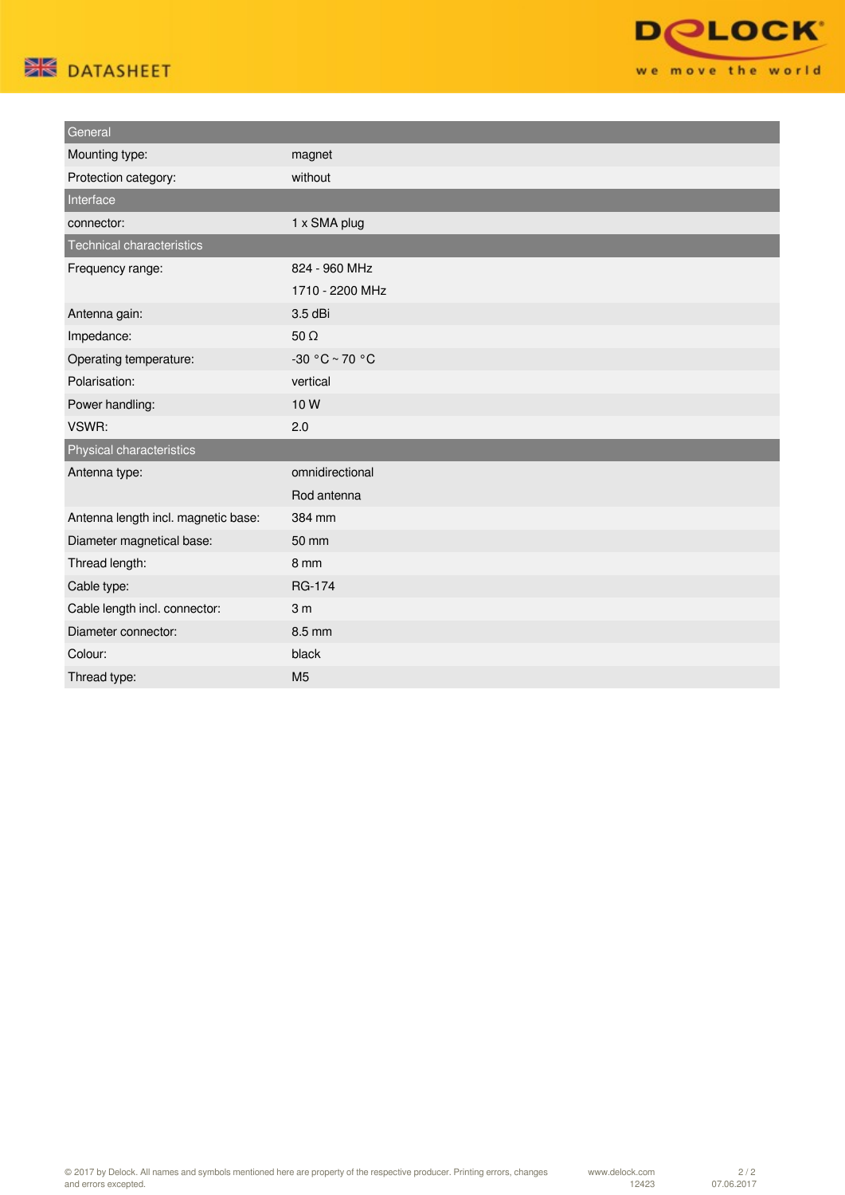| | |
|---|---|
| **General** | |
| Mounting type: | magnet |
| Protection category: | without |
| **Interface** | |
| connector: | 1 x SMA plug |
| **Technical characteristics** | |
| Frequency range: | 824 - 960 MHz<br>1710 - 2200 MHz |
| Antenna gain: | 3.5 dBi |
| Impedance: | 50 Ω |
| Operating temperature: | -30 °C ~ 70 °C |
| Polarisation: | vertical |
| Power handling: | 10 W |
| VSWR: | 2.0 |
| **Physical characteristics** | |
| Antenna type: | omnidirectional<br>Rod antenna |
| Antenna length incl. magnetic base: | 384 mm |
| Diameter magnetical base: | 50 mm |
| Thread length: | 8 mm |
| Cable type: | RG-174 |
| Cable length incl. connector: | 3 m |
| Diameter connector: | 8.5 mm |
| Colour: | black |
| Thread type: | M5 |

© 2017 by Delock. All names and symbols mentioned here are property of the respective producer. Printing errors, changes and errors excepted.

www.delock.com
12423
07.06.2017